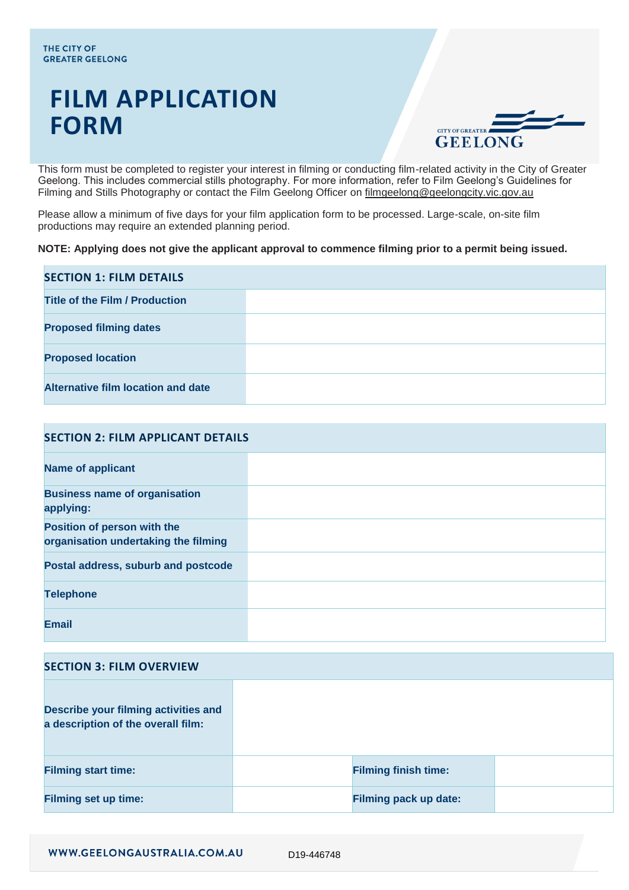THE CITY OF GREATER GEELONG

# FILM APPLICATION FORM

This form must be completed to register your interest in filming or conducting film-related activity in the City of Greater Geelong. This includes commercial stills photography. For more information, refer to Film Geelong's Guidelines for Filming and Stills Photography or contact the Film Geelong Officer on filmgeelong@geelongcity.vic.gov.au

Please allow a minimum of five days for your film application form to be processed. Large-scale, on-site film productions may require an extended planning period.

**NOTE: Applying does not give the applicant approval to commence filming prior to a permit being issued.**

| SECTION 1: FILM DETAILS | |
|---|---|
| **Title of the Film / Production** | |
| **Proposed filming dates** | |
| **Proposed location** | |
| **Alternative film location and date** | |

| SECTION 2: FILM APPLICANT DETAILS | |
|---|---|
| **Name of applicant** | |
| **Business name of organisation applying:** | |
| **Position of person with the organisation undertaking the filming** | |
| **Postal address, suburb and postcode** | |
| **Telephone** | |
| **Email** | |

| SECTION 3: FILM OVERVIEW | | | |
|---|---|---|---|
| **Describe your filming activities and a description of the overall film:** | | | |
| **Filming start time:** | | **Filming finish time:** | |
| **Filming set up time:** | | **Filming pack up date:** | |

WWW.GEELONGAUSTRALIA.COM.AU D19-446748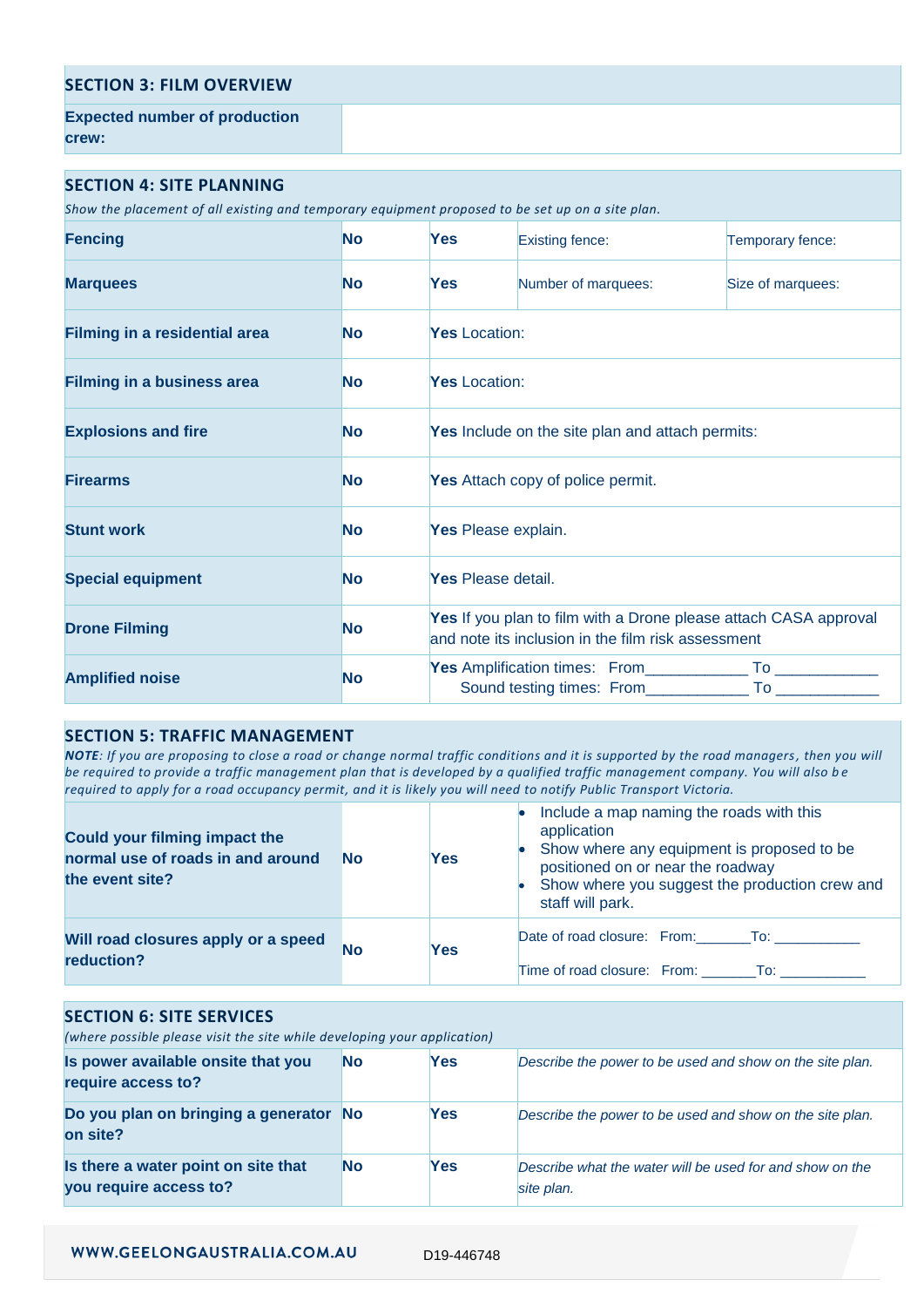## SECTION 3: FILM OVERVIEW

| **Expected number of production crew:** | |
|---|---|

## SECTION 4: SITE PLANNING

*Show the placement of all existing and temporary equipment proposed to be set up on a site plan.*

| | | | | |
|---|---|---|---|---|
| **Fencing** | **No** | **Yes** | Existing fence: | Temporary fence: |
| **Marquees** | **No** | **Yes** | Number of marquees: | Size of marquees: |
| **Filming in a residential area** | **No** | **Yes** Location: | | |
| **Filming in a business area** | **No** | **Yes** Location: | | |
| **Explosions and fire** | **No** | **Yes** Include on the site plan and attach permits: | | |
| **Firearms** | **No** | **Yes** Attach copy of police permit. | | |
| **Stunt work** | **No** | **Yes** Please explain. | | |
| **Special equipment** | **No** | **Yes** Please detail. | | |
| **Drone Filming** | **No** | **Yes** If you plan to film with a Drone please attach CASA approval and note its inclusion in the film risk assessment | | |
| **Amplified noise** | **No** | **Yes** Amplification times: From___________ To ___________ Sound testing times: From___________ To ___________ | | |

## SECTION 5: TRAFFIC MANAGEMENT

***NOTE***: *If you are proposing to close a road or change normal traffic conditions and it is supported by the road managers, then you will be required to provide a traffic management plan that is developed by a qualified traffic management company. You will also be required to apply for a road occupancy permit, and it is likely you will need to notify Public Transport Victoria.*

| | | | |
|---|---|---|---|
| **Could your filming impact the normal use of roads in and around the event site?** | **No** | **Yes** | • Include a map naming the roads with this application<br>• Show where any equipment is proposed to be positioned on or near the roadway<br>• Show where you suggest the production crew and staff will park. |
| **Will road closures apply or a speed reduction?** | **No** | **Yes** | Date of road closure: From:_______To: ___________<br>Time of road closure: From: _______To: ___________ |

## SECTION 6: SITE SERVICES

*(where possible please visit the site while developing your application)*

| | | | |
|---|---|---|---|
| **Is power available onsite that you require access to?** | **No** | **Yes** | *Describe the power to be used and show on the site plan.* |
| **Do you plan on bringing a generator on site?** | **No** | **Yes** | *Describe the power to be used and show on the site plan.* |
| **Is there a water point on site that you require access to?** | **No** | **Yes** | *Describe what the water will be used for and show on the site plan.* |

WWW.GEELONGAUSTRALIA.COM.AU D19-446748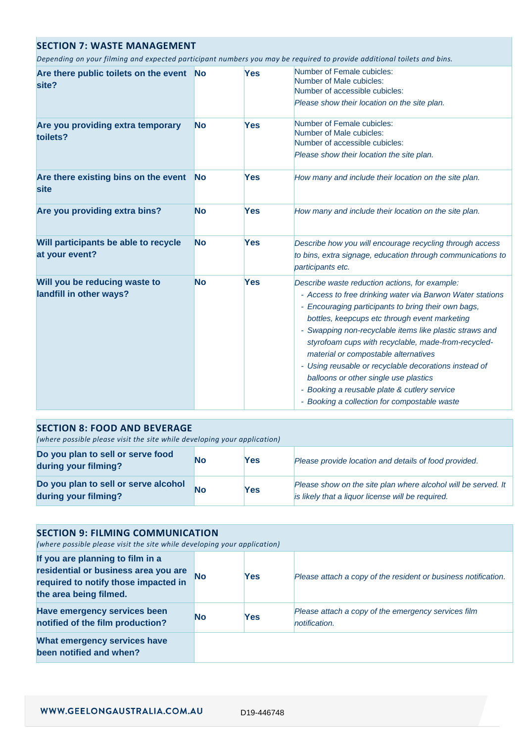## SECTION 7: WASTE MANAGEMENT

*Depending on your filming and expected participant numbers you may be required to provide additional toilets and bins.*

| | | | |
|---|---|---|---|
| **Are there public toilets on the event site?** | **No** | **Yes** | Number of Female cubicles:<br>Number of Male cubicles:<br>Number of accessible cubicles:<br>*Please show their location on the site plan.* |
| **Are you providing extra temporary toilets?** | **No** | **Yes** | Number of Female cubicles:<br>Number of Male cubicles:<br>Number of accessible cubicles:<br>*Please show their location the site plan.* |
| **Are there existing bins on the event site** | **No** | **Yes** | *How many and include their location on the site plan.* |
| **Are you providing extra bins?** | **No** | **Yes** | *How many and include their location on the site plan.* |
| **Will participants be able to recycle at your event?** | **No** | **Yes** | *Describe how you will encourage recycling through access to bins, extra signage, education through communications to participants etc.* |
| **Will you be reducing waste to landfill in other ways?** | **No** | **Yes** | *Describe waste reduction actions, for example:*<br>*- Access to free drinking water via Barwon Water stations*<br>*- Encouraging participants to bring their own bags, bottles, keepcups etc through event marketing*<br>*- Swapping non-recyclable items like plastic straws and styrofoam cups with recyclable, made-from-recycled-material or compostable alternatives*<br>*- Using reusable or recyclable decorations instead of balloons or other single use plastics*<br>*- Booking a reusable plate & cutlery service*<br>*- Booking a collection for compostable waste* |

## SECTION 8: FOOD AND BEVERAGE

*(where possible please visit the site while developing your application)*

| | | | |
|---|---|---|---|
| **Do you plan to sell or serve food during your filming?** | **No** | **Yes** | *Please provide location and details of food provided.* |
| **Do you plan to sell or serve alcohol during your filming?** | **No** | **Yes** | *Please show on the site plan where alcohol will be served. It is likely that a liquor license will be required.* |

## SECTION 9: FILMING COMMUNICATION

*(where possible please visit the site while developing your application)*

| | | | |
|---|---|---|---|
| **If you are planning to film in a residential or business area you are required to notify those impacted in the area being filmed.** | **No** | **Yes** | *Please attach a copy of the resident or business notification.* |
| **Have emergency services been notified of the film production?** | **No** | **Yes** | *Please attach a copy of the emergency services film notification.* |
| **What emergency services have been notified and when?** | | | |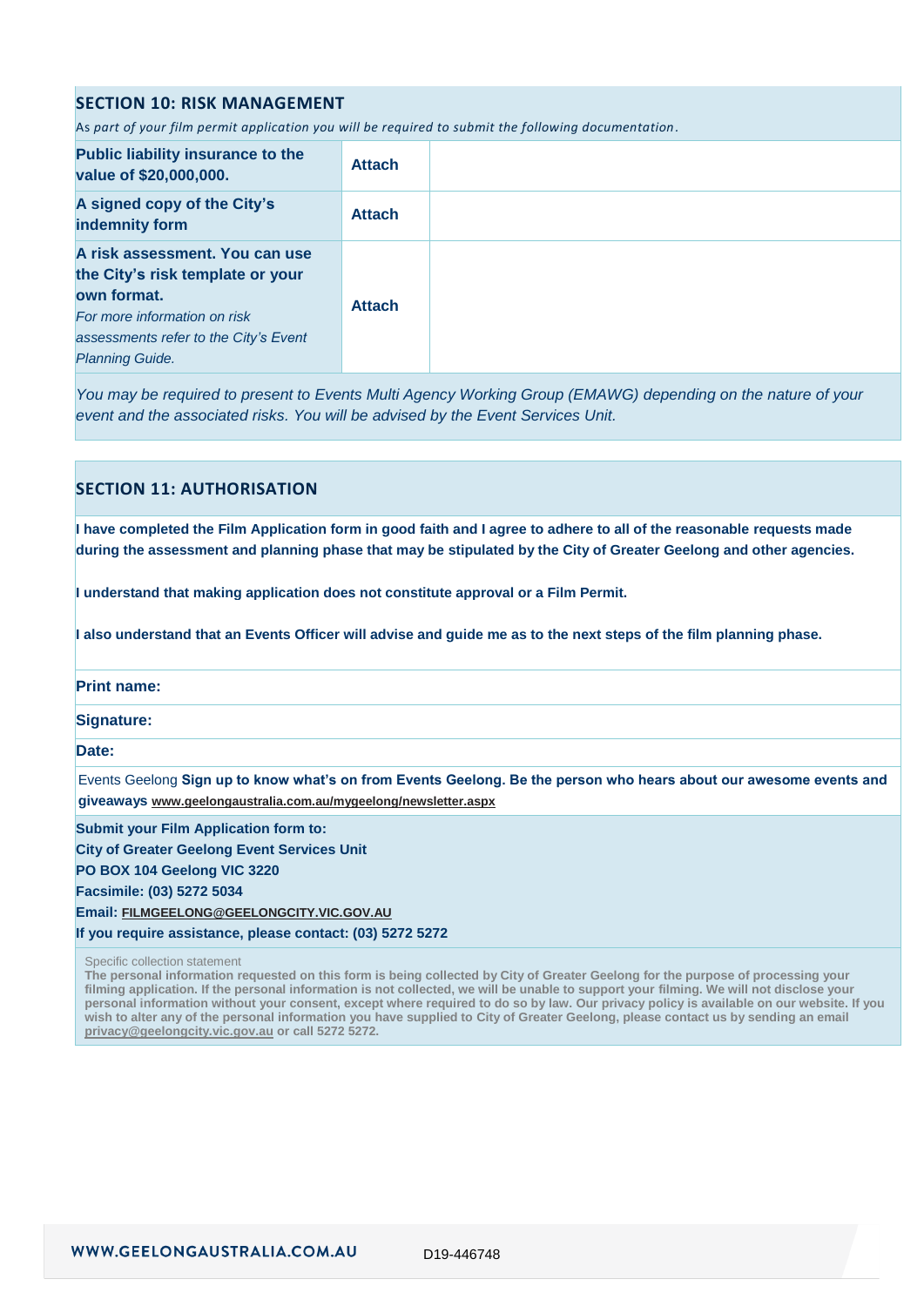## SECTION 10: RISK MANAGEMENT

*As part of your film permit application you will be required to submit the following documentation.*

| | | |
|---|---|---|
| **Public liability insurance to the value of $20,000,000.** | **Attach** | |
| **A signed copy of the City's indemnity form** | **Attach** | |
| **A risk assessment. You can use the City's risk template or your own format.**<br>*For more information on risk assessments refer to the City's Event Planning Guide.* | **Attach** | |

*You may be required to present to Events Multi Agency Working Group (EMAWG) depending on the nature of your event and the associated risks. You will be advised by the Event Services Unit.*

## SECTION 11: AUTHORISATION

**I have completed the Film Application form in good faith and I agree to adhere to all of the reasonable requests made during the assessment and planning phase that may be stipulated by the City of Greater Geelong and other agencies.**

**I understand that making application does not constitute approval or a Film Permit.**

**I also understand that an Events Officer will advise and guide me as to the next steps of the film planning phase.**

**Print name:**

**Signature:**

**Date:**

Events Geelong **Sign up to know what's on from Events Geelong. Be the person who hears about our awesome events and giveaways** www.geelongaustralia.com.au/mygeelong/newsletter.aspx

**Submit your Film Application form to:**
**City of Greater Geelong Event Services Unit**
**PO BOX 104 Geelong VIC 3220**
**Facsimile: (03) 5272 5034**
**Email: FILMGEELONG@GEELONGCITY.VIC.GOV.AU**
**If you require assistance, please contact: (03) 5272 5272**

Specific collection statement
**The personal information requested on this form is being collected by City of Greater Geelong for the purpose of processing your filming application. If the personal information is not collected, we will be unable to support your filming. We will not disclose your personal information without your consent, except where required to do so by law. Our privacy policy is available on our website. If you wish to alter any of the personal information you have supplied to City of Greater Geelong, please contact us by sending an email privacy@geelongcity.vic.gov.au or call 5272 5272.**

WWW.GEELONGAUSTRALIA.COM.AU D19-446748